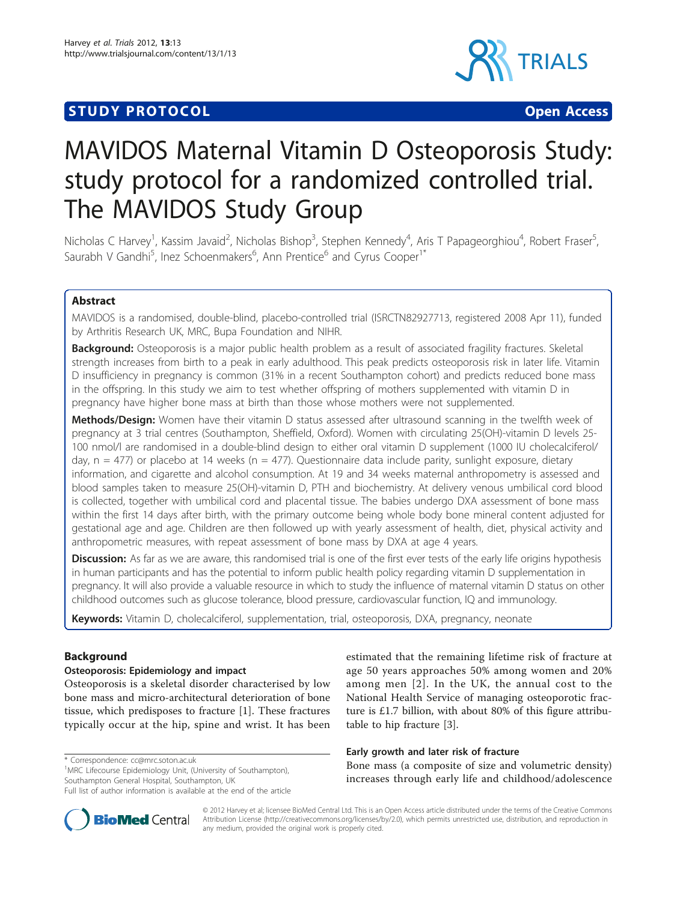**STUDY PROTOCOL** **Open Access**

# MAVIDOS Maternal Vitamin D Osteoporosis Study: study protocol for a randomized controlled trial. The MAVIDOS Study Group

Nicholas C Harvey[1], Kassim Javaid[2], Nicholas Bishop[3], Stephen Kennedy[4], Aris T Papageorghiou[4], Robert Fraser[5], Saurabh V Gandhi[5], Inez Schoenmakers[6], Ann Prentice[6] and Cyrus Cooper[1*]

## Abstract

MAVIDOS is a randomised, double-blind, placebo-controlled trial (ISRCTN82927713, registered 2008 Apr 11), funded by Arthritis Research UK, MRC, Bupa Foundation and NIHR.

**Background:** Osteoporosis is a major public health problem as a result of associated fragility fractures. Skeletal strength increases from birth to a peak in early adulthood. This peak predicts osteoporosis risk in later life. Vitamin D insufficiency in pregnancy is common (31% in a recent Southampton cohort) and predicts reduced bone mass in the offspring. In this study we aim to test whether offspring of mothers supplemented with vitamin D in pregnancy have higher bone mass at birth than those whose mothers were not supplemented.

**Methods/Design:** Women have their vitamin D status assessed after ultrasound scanning in the twelfth week of pregnancy at 3 trial centres (Southampton, Sheffield, Oxford). Women with circulating 25(OH)-vitamin D levels 25-100 nmol/l are randomised in a double-blind design to either oral vitamin D supplement (1000 IU cholecalciferol/day, n = 477) or placebo at 14 weeks (n = 477). Questionnaire data include parity, sunlight exposure, dietary information, and cigarette and alcohol consumption. At 19 and 34 weeks maternal anthropometry is assessed and blood samples taken to measure 25(OH)-vitamin D, PTH and biochemistry. At delivery venous umbilical cord blood is collected, together with umbilical cord and placental tissue. The babies undergo DXA assessment of bone mass within the first 14 days after birth, with the primary outcome being whole body bone mineral content adjusted for gestational age and age. Children are then followed up with yearly assessment of health, diet, physical activity and anthropometric measures, with repeat assessment of bone mass by DXA at age 4 years.

**Discussion:** As far as we are aware, this randomised trial is one of the first ever tests of the early life origins hypothesis in human participants and has the potential to inform public health policy regarding vitamin D supplementation in pregnancy. It will also provide a valuable resource in which to study the influence of maternal vitamin D status on other childhood outcomes such as glucose tolerance, blood pressure, cardiovascular function, IQ and immunology.

**Keywords:** Vitamin D, cholecalciferol, supplementation, trial, osteoporosis, DXA, pregnancy, neonate

## Background

### Osteoporosis: Epidemiology and impact

Osteoporosis is a skeletal disorder characterised by low bone mass and micro-architectural deterioration of bone tissue, which predisposes to fracture [1]. These fractures typically occur at the hip, spine and wrist. It has been estimated that the remaining lifetime risk of fracture at age 50 years approaches 50% among women and 20% among men [2]. In the UK, the annual cost to the National Health Service of managing osteoporotic fracture is £1.7 billion, with about 80% of this figure attributable to hip fracture [3].

### Early growth and later risk of fracture

Bone mass (a composite of size and volumetric density) increases through early life and childhood/adolescence

\* Correspondence: cc@mrc.soton.ac.uk
[1]MRC Lifecourse Epidemiology Unit, (University of Southampton), Southampton General Hospital, Southampton, UK
Full list of author information is available at the end of the article

© 2012 Harvey et al; licensee BioMed Central Ltd. This is an Open Access article distributed under the terms of the Creative Commons Attribution License (http://creativecommons.org/licenses/by/2.0), which permits unrestricted use, distribution, and reproduction in any medium, provided the original work is properly cited.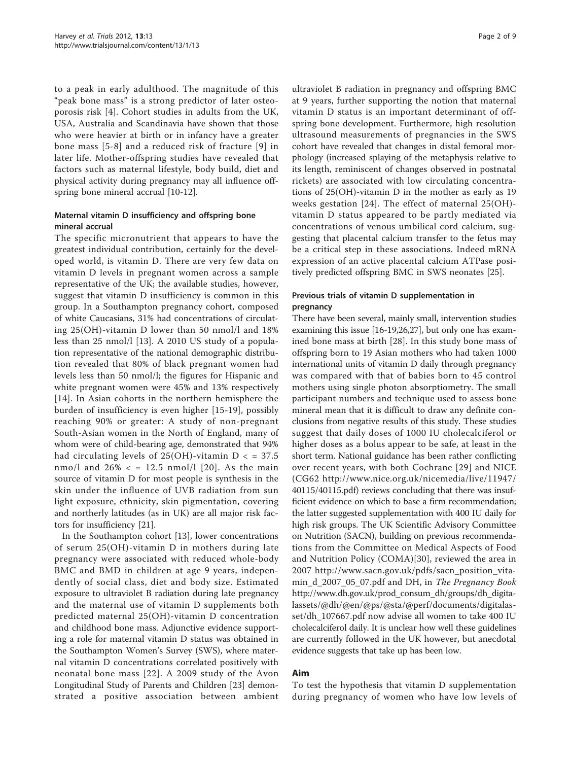to a peak in early adulthood. The magnitude of this "peak bone mass" is a strong predictor of later osteoporosis risk [4]. Cohort studies in adults from the UK, USA, Australia and Scandinavia have shown that those who were heavier at birth or in infancy have a greater bone mass [5-8] and a reduced risk of fracture [9] in later life. Mother-offspring studies have revealed that factors such as maternal lifestyle, body build, diet and physical activity during pregnancy may all influence offspring bone mineral accrual [10-12].

### Maternal vitamin D insufficiency and offspring bone mineral accrual

The specific micronutrient that appears to have the greatest individual contribution, certainly for the developed world, is vitamin D. There are very few data on vitamin D levels in pregnant women across a sample representative of the UK; the available studies, however, suggest that vitamin D insufficiency is common in this group. In a Southampton pregnancy cohort, composed of white Caucasians, 31% had concentrations of circulating 25(OH)-vitamin D lower than 50 nmol/l and 18% less than 25 nmol/l [13]. A 2010 US study of a population representative of the national demographic distribution revealed that 80% of black pregnant women had levels less than 50 nmol/l; the figures for Hispanic and white pregnant women were 45% and 13% respectively [14]. In Asian cohorts in the northern hemisphere the burden of insufficiency is even higher [15-19], possibly reaching 90% or greater: A study of non-pregnant South-Asian women in the North of England, many of whom were of child-bearing age, demonstrated that 94% had circulating levels of 25(OH)-vitamin D < = 37.5 nmo/l and 26% < = 12.5 nmol/l [20]. As the main source of vitamin D for most people is synthesis in the skin under the influence of UVB radiation from sun light exposure, ethnicity, skin pigmentation, covering and northerly latitudes (as in UK) are all major risk factors for insufficiency [21].

In the Southampton cohort [13], lower concentrations of serum 25(OH)-vitamin D in mothers during late pregnancy were associated with reduced whole-body BMC and BMD in children at age 9 years, independently of social class, diet and body size. Estimated exposure to ultraviolet B radiation during late pregnancy and the maternal use of vitamin D supplements both predicted maternal 25(OH)-vitamin D concentration and childhood bone mass. Adjunctive evidence supporting a role for maternal vitamin D status was obtained in the Southampton Women's Survey (SWS), where maternal vitamin D concentrations correlated positively with neonatal bone mass [22]. A 2009 study of the Avon Longitudinal Study of Parents and Children [23] demonstrated a positive association between ambient ultraviolet B radiation in pregnancy and offspring BMC at 9 years, further supporting the notion that maternal vitamin D status is an important determinant of offspring bone development. Furthermore, high resolution ultrasound measurements of pregnancies in the SWS cohort have revealed that changes in distal femoral morphology (increased splaying of the metaphysis relative to its length, reminiscent of changes observed in postnatal rickets) are associated with low circulating concentrations of 25(OH)-vitamin D in the mother as early as 19 weeks gestation [24]. The effect of maternal 25(OH)-vitamin D status appeared to be partly mediated via concentrations of venous umbilical cord calcium, suggesting that placental calcium transfer to the fetus may be a critical step in these associations. Indeed mRNA expression of an active placental calcium ATPase positively predicted offspring BMC in SWS neonates [25].

### Previous trials of vitamin D supplementation in pregnancy

There have been several, mainly small, intervention studies examining this issue [16-19,26,27], but only one has examined bone mass at birth [28]. In this study bone mass of offspring born to 19 Asian mothers who had taken 1000 international units of vitamin D daily through pregnancy was compared with that of babies born to 45 control mothers using single photon absorptiometry. The small participant numbers and technique used to assess bone mineral mean that it is difficult to draw any definite conclusions from negative results of this study. These studies suggest that daily doses of 1000 IU cholecalciferol or higher doses as a bolus appear to be safe, at least in the short term. National guidance has been rather conflicting over recent years, with both Cochrane [29] and NICE (CG62 http://www.nice.org.uk/nicemedia/live/11947/40115/40115.pdf) reviews concluding that there was insufficient evidence on which to base a firm recommendation; the latter suggested supplementation with 400 IU daily for high risk groups. The UK Scientific Advisory Committee on Nutrition (SACN), building on previous recommendations from the Committee on Medical Aspects of Food and Nutrition Policy (COMA)[30], reviewed the area in 2007 http://www.sacn.gov.uk/pdfs/sacn_position_vitamin_d_2007_05_07.pdf and DH, in *The Pregnancy Book* http://www.dh.gov.uk/prod_consum_dh/groups/dh_digitalassets/@dh/@en/@ps/@sta/@perf/documents/digitalasset/dh_107667.pdf now advise all women to take 400 IU cholecalciferol daily. It is unclear how well these guidelines are currently followed in the UK however, but anecdotal evidence suggests that take up has been low.

## Aim

To test the hypothesis that vitamin D supplementation during pregnancy of women who have low levels of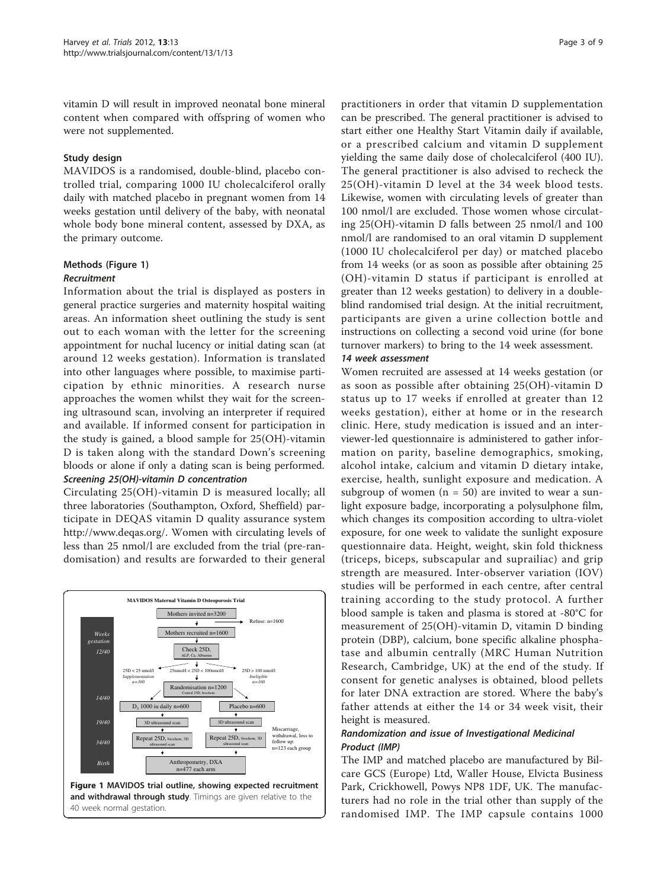vitamin D will result in improved neonatal bone mineral content when compared with offspring of women who were not supplemented.

### Study design

MAVIDOS is a randomised, double-blind, placebo controlled trial, comparing 1000 IU cholecalciferol orally daily with matched placebo in pregnant women from 14 weeks gestation until delivery of the baby, with neonatal whole body bone mineral content, assessed by DXA, as the primary outcome.

### Methods (Figure 1)

#### *Recruitment*

Information about the trial is displayed as posters in general practice surgeries and maternity hospital waiting areas. An information sheet outlining the study is sent out to each woman with the letter for the screening appointment for nuchal lucency or initial dating scan (at around 12 weeks gestation). Information is translated into other languages where possible, to maximise participation by ethnic minorities. A research nurse approaches the women whilst they wait for the screening ultrasound scan, involving an interpreter if required and available. If informed consent for participation in the study is gained, a blood sample for 25(OH)-vitamin D is taken along with the standard Down's screening bloods or alone if only a dating scan is being performed.

#### *Screening 25(OH)-vitamin D concentration*

Circulating 25(OH)-vitamin D is measured locally; all three laboratories (Southampton, Oxford, Sheffield) participate in DEQAS vitamin D quality assurance system http://www.deqas.org/. Women with circulating levels of less than 25 nmol/l are excluded from the trial (pre-randomisation) and results are forwarded to their general practitioners in order that vitamin D supplementation can be prescribed. The general practitioner is advised to start either one Healthy Start Vitamin daily if available, or a prescribed calcium and vitamin D supplement yielding the same daily dose of cholecalciferol (400 IU). The general practitioner is also advised to recheck the 25(OH)-vitamin D level at the 34 week blood tests. Likewise, women with circulating levels of greater than 100 nmol/l are excluded. Those women whose circulating 25(OH)-vitamin D falls between 25 nmol/l and 100 nmol/l are randomised to an oral vitamin D supplement (1000 IU cholecalciferol per day) or matched placebo from 14 weeks (or as soon as possible after obtaining 25 (OH)-vitamin D status if participant is enrolled at greater than 12 weeks gestation) to delivery in a double-blind randomised trial design. At the initial recruitment, participants are given a urine collection bottle and instructions on collecting a second void urine (for bone turnover markers) to bring to the 14 week assessment.

**MAVIDOS Maternal Vitamin D Osteoporosis Trial**

| Weeks gestation | Stage |
| --- | --- |
| | Mothers invited n=3200 → Refuse: n=1600 |
| | Mothers recruited n=1600 |
| 12/40 | Check 25D, ALP, Ca, Albumin → 25D < 25 nmol/l *Supplementation* n=300; 25nmol/l < 25D < 100nmol/l; 25D > 100 nmol/l *Ineligible* n=100 |
| | Randomisation n=1200 (Central 25D, biochem) |
| 14/40 | $D_3$ 1000 iu daily n=600 / Placebo n=600 |
| 19/40 | 3D ultrasound scan / 3D ultrasound scan |
| 34/40 | Repeat 25D, biochem, 3D ultrasound scan / Repeat 25D, biochem, 3D ultrasound scan — Miscarriage, withdrawal, loss to follow up: n=123 each group |
| Birth | Anthropometry, DXA n=477 each arm |

**Figure 1 MAVIDOS trial outline, showing expected recruitment and withdrawal through study**. Timings are given relative to the 40 week normal gestation.

#### *14 week assessment*

Women recruited are assessed at 14 weeks gestation (or as soon as possible after obtaining 25(OH)-vitamin D status up to 17 weeks if enrolled at greater than 12 weeks gestation), either at home or in the research clinic. Here, study medication is issued and an interviewer-led questionnaire is administered to gather information on parity, baseline demographics, smoking, alcohol intake, calcium and vitamin D dietary intake, exercise, health, sunlight exposure and medication. A subgroup of women (n = 50) are invited to wear a sunlight exposure badge, incorporating a polysulphone film, which changes its composition according to ultra-violet exposure, for one week to validate the sunlight exposure questionnaire data. Height, weight, skin fold thickness (triceps, biceps, subscapular and suprailiac) and grip strength are measured. Inter-observer variation (IOV) studies will be performed in each centre, after central training according to the study protocol. A further blood sample is taken and plasma is stored at -80°C for measurement of 25(OH)-vitamin D, vitamin D binding protein (DBP), calcium, bone specific alkaline phosphatase and albumin centrally (MRC Human Nutrition Research, Cambridge, UK) at the end of the study. If consent for genetic analyses is obtained, blood pellets for later DNA extraction are stored. Where the baby's father attends at either the 14 or 34 week visit, their height is measured.

#### *Randomization and issue of Investigational Medicinal Product (IMP)*

The IMP and matched placebo are manufactured by Bilcare GCS (Europe) Ltd, Waller House, Elvicta Business Park, Crickhowell, Powys NP8 1DF, UK. The manufacturers had no role in the trial other than supply of the randomised IMP. The IMP capsule contains 1000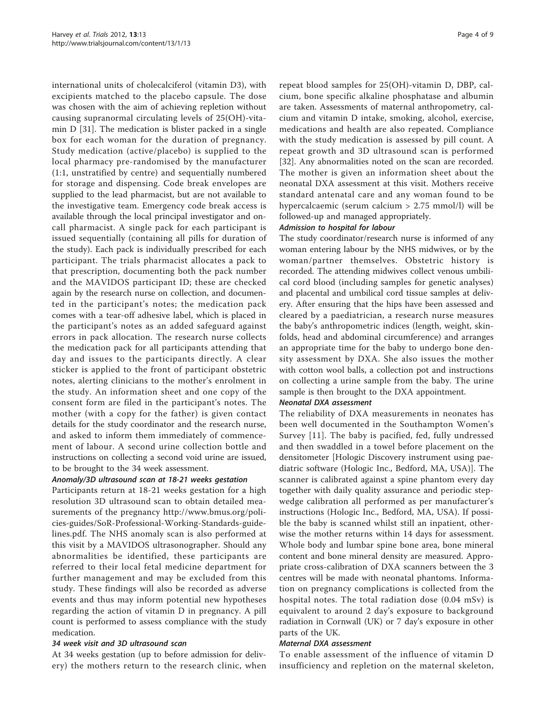international units of cholecalciferol (vitamin D3), with excipients matched to the placebo capsule. The dose was chosen with the aim of achieving repletion without causing supranormal circulating levels of 25(OH)-vitamin D [31]. The medication is blister packed in a single box for each woman for the duration of pregnancy. Study medication (active/placebo) is supplied to the local pharmacy pre-randomised by the manufacturer (1:1, unstratified by centre) and sequentially numbered for storage and dispensing. Code break envelopes are supplied to the lead pharmacist, but are not available to the investigative team. Emergency code break access is available through the local principal investigator and on-call pharmacist. A single pack for each participant is issued sequentially (containing all pills for duration of the study). Each pack is individually prescribed for each participant. The trials pharmacist allocates a pack to that prescription, documenting both the pack number and the MAVIDOS participant ID; these are checked again by the research nurse on collection, and documented in the participant's notes; the medication pack comes with a tear-off adhesive label, which is placed in the participant's notes as an added safeguard against errors in pack allocation. The research nurse collects the medication pack for all participants attending that day and issues to the participants directly. A clear sticker is applied to the front of participant obstetric notes, alerting clinicians to the mother's enrolment in the study. An information sheet and one copy of the consent form are filed in the participant's notes. The mother (with a copy for the father) is given contact details for the study coordinator and the research nurse, and asked to inform them immediately of commencement of labour. A second urine collection bottle and instructions on collecting a second void urine are issued, to be brought to the 34 week assessment.

#### *Anomaly/3D ultrasound scan at 18-21 weeks gestation*

Participants return at 18-21 weeks gestation for a high resolution 3D ultrasound scan to obtain detailed measurements of the pregnancy http://www.bmus.org/policies-guides/SoR-Professional-Working-Standards-guidelines.pdf. The NHS anomaly scan is also performed at this visit by a MAVIDOS ultrasonographer. Should any abnormalities be identified, these participants are referred to their local fetal medicine department for further management and may be excluded from this study. These findings will also be recorded as adverse events and thus may inform potential new hypotheses regarding the action of vitamin D in pregnancy. A pill count is performed to assess compliance with the study medication.

#### *34 week visit and 3D ultrasound scan*

At 34 weeks gestation (up to before admission for delivery) the mothers return to the research clinic, when repeat blood samples for 25(OH)-vitamin D, DBP, calcium, bone specific alkaline phosphatase and albumin are taken. Assessments of maternal anthropometry, calcium and vitamin D intake, smoking, alcohol, exercise, medications and health are also repeated. Compliance with the study medication is assessed by pill count. A repeat growth and 3D ultrasound scan is performed [32]. Any abnormalities noted on the scan are recorded. The mother is given an information sheet about the neonatal DXA assessment at this visit. Mothers receive standard antenatal care and any woman found to be hypercalcaemic (serum calcium > 2.75 mmol/l) will be followed-up and managed appropriately.

#### *Admission to hospital for labour*

The study coordinator/research nurse is informed of any woman entering labour by the NHS midwives, or by the woman/partner themselves. Obstetric history is recorded. The attending midwives collect venous umbilical cord blood (including samples for genetic analyses) and placental and umbilical cord tissue samples at delivery. After ensuring that the hips have been assessed and cleared by a paediatrician, a research nurse measures the baby's anthropometric indices (length, weight, skinfolds, head and abdominal circumference) and arranges an appropriate time for the baby to undergo bone density assessment by DXA. She also issues the mother with cotton wool balls, a collection pot and instructions on collecting a urine sample from the baby. The urine sample is then brought to the DXA appointment.

#### *Neonatal DXA assessment*

The reliability of DXA measurements in neonates has been well documented in the Southampton Women's Survey [11]. The baby is pacified, fed, fully undressed and then swaddled in a towel before placement on the densitometer [Hologic Discovery instrument using paediatric software (Hologic Inc., Bedford, MA, USA)]. The scanner is calibrated against a spine phantom every day together with daily quality assurance and periodic stepwedge calibration all performed as per manufacturer's instructions (Hologic Inc., Bedford, MA, USA). If possible the baby is scanned whilst still an inpatient, otherwise the mother returns within 14 days for assessment. Whole body and lumbar spine bone area, bone mineral content and bone mineral density are measured. Appropriate cross-calibration of DXA scanners between the 3 centres will be made with neonatal phantoms. Information on pregnancy complications is collected from the hospital notes. The total radiation dose (0.04 mSv) is equivalent to around 2 day's exposure to background radiation in Cornwall (UK) or 7 day's exposure in other parts of the UK.

#### *Maternal DXA assessment*

To enable assessment of the influence of vitamin D insufficiency and repletion on the maternal skeleton,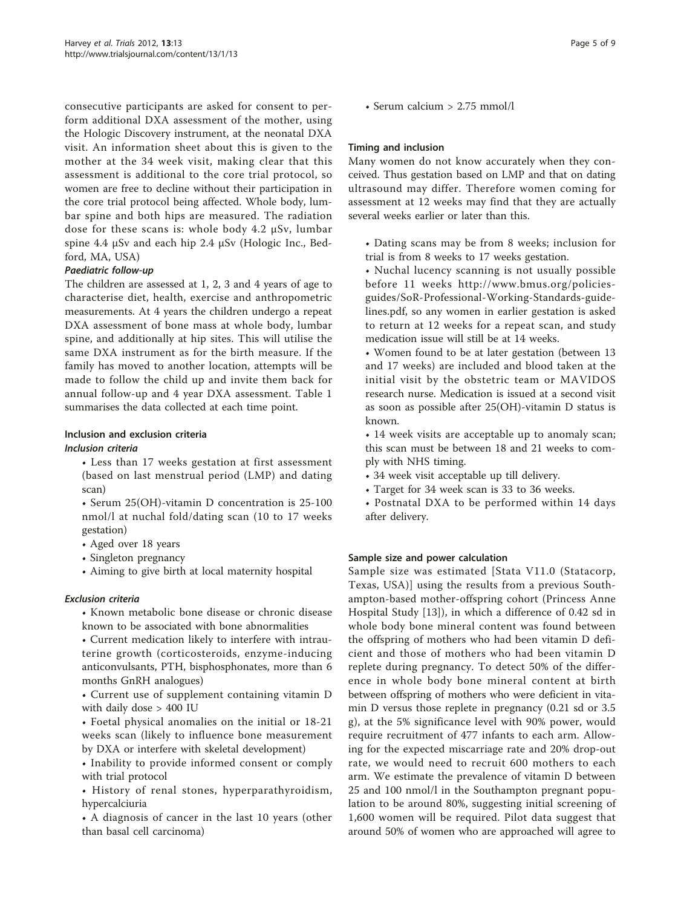consecutive participants are asked for consent to perform additional DXA assessment of the mother, using the Hologic Discovery instrument, at the neonatal DXA visit. An information sheet about this is given to the mother at the 34 week visit, making clear that this assessment is additional to the core trial protocol, so women are free to decline without their participation in the core trial protocol being affected. Whole body, lumbar spine and both hips are measured. The radiation dose for these scans is: whole body 4.2 μSv, lumbar spine 4.4 μSv and each hip 2.4 μSv (Hologic Inc., Bedford, MA, USA)

#### *Paediatric follow-up*

The children are assessed at 1, 2, 3 and 4 years of age to characterise diet, health, exercise and anthropometric measurements. At 4 years the children undergo a repeat DXA assessment of bone mass at whole body, lumbar spine, and additionally at hip sites. This will utilise the same DXA instrument as for the birth measure. If the family has moved to another location, attempts will be made to follow the child up and invite them back for annual follow-up and 4 year DXA assessment. Table 1 summarises the data collected at each time point.

### Inclusion and exclusion criteria

#### *Inclusion criteria*

- Less than 17 weeks gestation at first assessment (based on last menstrual period (LMP) and dating scan)
- Serum 25(OH)-vitamin D concentration is 25-100 nmol/l at nuchal fold/dating scan (10 to 17 weeks gestation)
- Aged over 18 years
- Singleton pregnancy
- Aiming to give birth at local maternity hospital

#### *Exclusion criteria*

- Known metabolic bone disease or chronic disease known to be associated with bone abnormalities
- Current medication likely to interfere with intrauterine growth (corticosteroids, enzyme-inducing anticonvulsants, PTH, bisphosphonates, more than 6 months GnRH analogues)
- Current use of supplement containing vitamin D with daily dose > 400 IU
- Foetal physical anomalies on the initial or 18-21 weeks scan (likely to influence bone measurement by DXA or interfere with skeletal development)
- Inability to provide informed consent or comply with trial protocol
- History of renal stones, hyperparathyroidism, hypercalciuria
- A diagnosis of cancer in the last 10 years (other than basal cell carcinoma)
- Serum calcium > 2.75 mmol/l

### Timing and inclusion

Many women do not know accurately when they conceived. Thus gestation based on LMP and that on dating ultrasound may differ. Therefore women coming for assessment at 12 weeks may find that they are actually several weeks earlier or later than this.

- Dating scans may be from 8 weeks; inclusion for trial is from 8 weeks to 17 weeks gestation.
- Nuchal lucency scanning is not usually possible before 11 weeks http://www.bmus.org/policies-guides/SoR-Professional-Working-Standards-guidelines.pdf, so any women in earlier gestation is asked to return at 12 weeks for a repeat scan, and study medication issue will still be at 14 weeks.
- Women found to be at later gestation (between 13 and 17 weeks) are included and blood taken at the initial visit by the obstetric team or MAVIDOS research nurse. Medication is issued at a second visit as soon as possible after 25(OH)-vitamin D status is known.
- 14 week visits are acceptable up to anomaly scan; this scan must be between 18 and 21 weeks to comply with NHS timing.
- 34 week visit acceptable up till delivery.
- Target for 34 week scan is 33 to 36 weeks.
- Postnatal DXA to be performed within 14 days after delivery.

### Sample size and power calculation

Sample size was estimated [Stata V11.0 (Statacorp, Texas, USA)] using the results from a previous Southampton-based mother-offspring cohort (Princess Anne Hospital Study [13]), in which a difference of 0.42 sd in whole body bone mineral content was found between the offspring of mothers who had been vitamin D deficient and those of mothers who had been vitamin D replete during pregnancy. To detect 50% of the difference in whole body bone mineral content at birth between offspring of mothers who were deficient in vitamin D versus those replete in pregnancy (0.21 sd or 3.5 g), at the 5% significance level with 90% power, would require recruitment of 477 infants to each arm. Allowing for the expected miscarriage rate and 20% drop-out rate, we would need to recruit 600 mothers to each arm. We estimate the prevalence of vitamin D between 25 and 100 nmol/l in the Southampton pregnant population to be around 80%, suggesting initial screening of 1,600 women will be required. Pilot data suggest that around 50% of women who are approached will agree to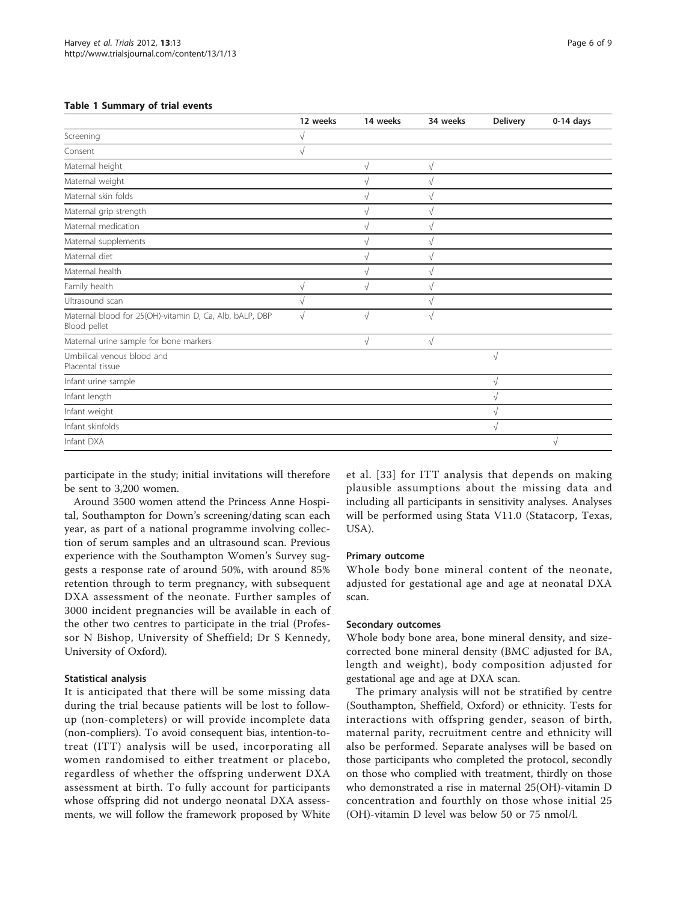**Table 1 Summary of trial events**

| | 12 weeks | 14 weeks | 34 weeks | Delivery | 0-14 days |
|---|---|---|---|---|---|
| Screening | √ | | | | |
| Consent | √ | | | | |
| Maternal height | | √ | √ | | |
| Maternal weight | | √ | √ | | |
| Maternal skin folds | | √ | √ | | |
| Maternal grip strength | | √ | √ | | |
| Maternal medication | | √ | √ | | |
| Maternal supplements | | √ | √ | | |
| Maternal diet | | √ | √ | | |
| Maternal health | | √ | √ | | |
| Family health | √ | √ | √ | | |
| Ultrasound scan | √ | | √ | | |
| Maternal blood for 25(OH)-vitamin D, Ca, Alb, bALP, DBP Blood pellet | √ | √ | √ | | |
| Maternal urine sample for bone markers | | √ | √ | | |
| Umbilical venous blood and Placental tissue | | | | √ | |
| Infant urine sample | | | | √ | |
| Infant length | | | | √ | |
| Infant weight | | | | √ | |
| Infant skinfolds | | | | √ | |
| Infant DXA | | | | | √ |

participate in the study; initial invitations will therefore be sent to 3,200 women.

Around 3500 women attend the Princess Anne Hospital, Southampton for Down's screening/dating scan each year, as part of a national programme involving collection of serum samples and an ultrasound scan. Previous experience with the Southampton Women's Survey suggests a response rate of around 50%, with around 85% retention through to term pregnancy, with subsequent DXA assessment of the neonate. Further samples of 3000 incident pregnancies will be available in each of the other two centres to participate in the trial (Professor N Bishop, University of Sheffield; Dr S Kennedy, University of Oxford).

### Statistical analysis

It is anticipated that there will be some missing data during the trial because patients will be lost to follow-up (non-completers) or will provide incomplete data (non-compliers). To avoid consequent bias, intention-to-treat (ITT) analysis will be used, incorporating all women randomised to either treatment or placebo, regardless of whether the offspring underwent DXA assessment at birth. To fully account for participants whose offspring did not undergo neonatal DXA assessments, we will follow the framework proposed by White et al. [33] for ITT analysis that depends on making plausible assumptions about the missing data and including all participants in sensitivity analyses. Analyses will be performed using Stata V11.0 (Statacorp, Texas, USA).

### Primary outcome

Whole body bone mineral content of the neonate, adjusted for gestational age and age at neonatal DXA scan.

### Secondary outcomes

Whole body bone area, bone mineral density, and size-corrected bone mineral density (BMC adjusted for BA, length and weight), body composition adjusted for gestational age and age at DXA scan.

The primary analysis will not be stratified by centre (Southampton, Sheffield, Oxford) or ethnicity. Tests for interactions with offspring gender, season of birth, maternal parity, recruitment centre and ethnicity will also be performed. Separate analyses will be based on those participants who completed the protocol, secondly on those who complied with treatment, thirdly on those who demonstrated a rise in maternal 25(OH)-vitamin D concentration and fourthly on those whose initial 25 (OH)-vitamin D level was below 50 or 75 nmol/l.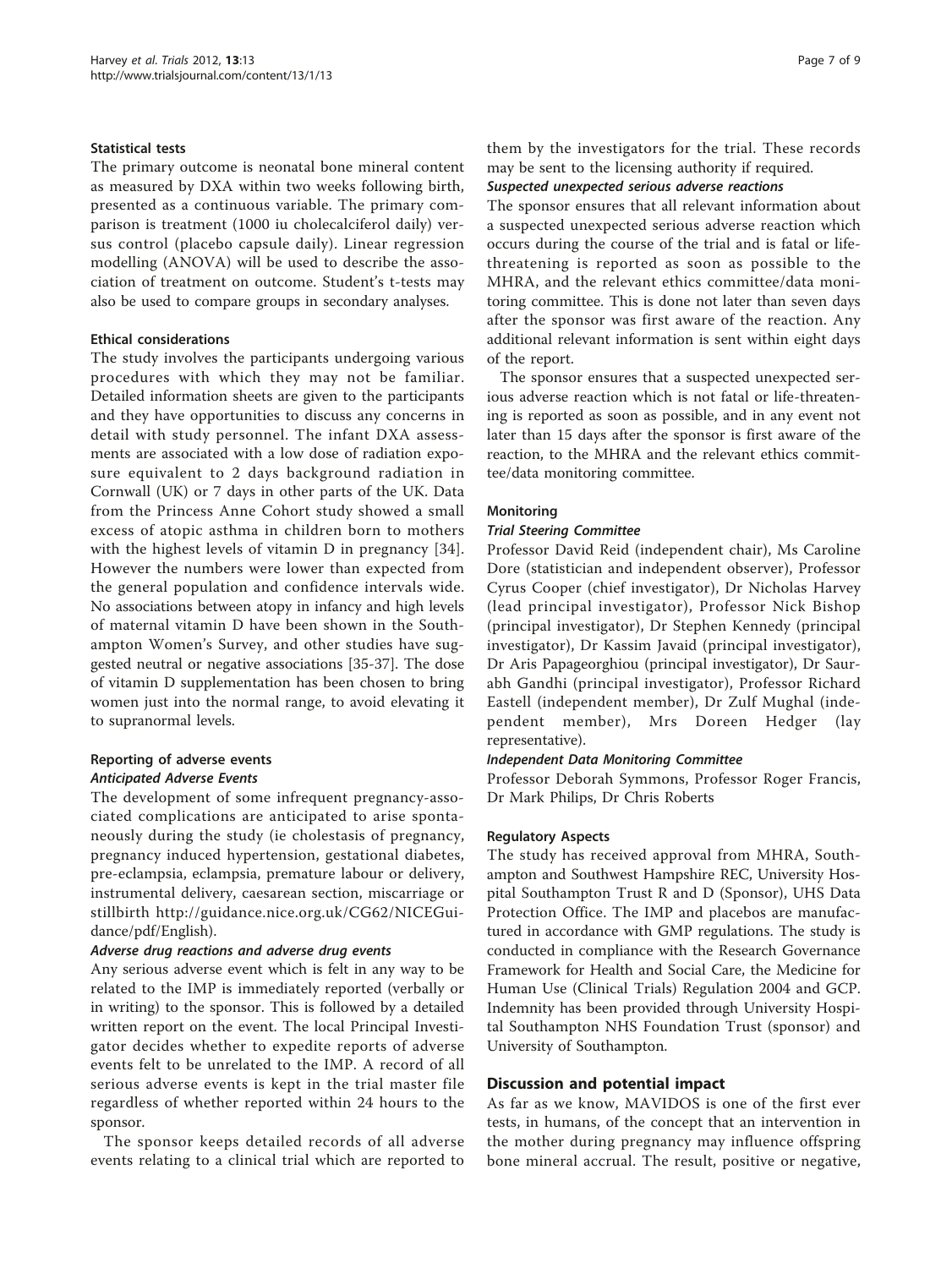### Statistical tests

The primary outcome is neonatal bone mineral content as measured by DXA within two weeks following birth, presented as a continuous variable. The primary comparison is treatment (1000 iu cholecalciferol daily) versus control (placebo capsule daily). Linear regression modelling (ANOVA) will be used to describe the association of treatment on outcome. Student's t-tests may also be used to compare groups in secondary analyses.

### Ethical considerations

The study involves the participants undergoing various procedures with which they may not be familiar. Detailed information sheets are given to the participants and they have opportunities to discuss any concerns in detail with study personnel. The infant DXA assessments are associated with a low dose of radiation exposure equivalent to 2 days background radiation in Cornwall (UK) or 7 days in other parts of the UK. Data from the Princess Anne Cohort study showed a small excess of atopic asthma in children born to mothers with the highest levels of vitamin D in pregnancy [34]. However the numbers were lower than expected from the general population and confidence intervals wide. No associations between atopy in infancy and high levels of maternal vitamin D have been shown in the Southampton Women's Survey, and other studies have suggested neutral or negative associations [35-37]. The dose of vitamin D supplementation has been chosen to bring women just into the normal range, to avoid elevating it to supranormal levels.

### Reporting of adverse events

#### *Anticipated Adverse Events*

The development of some infrequent pregnancy-associated complications are anticipated to arise spontaneously during the study (ie cholestasis of pregnancy, pregnancy induced hypertension, gestational diabetes, pre-eclampsia, eclampsia, premature labour or delivery, instrumental delivery, caesarean section, miscarriage or stillbirth http://guidance.nice.org.uk/CG62/NICEGuidance/pdf/English).

#### *Adverse drug reactions and adverse drug events*

Any serious adverse event which is felt in any way to be related to the IMP is immediately reported (verbally or in writing) to the sponsor. This is followed by a detailed written report on the event. The local Principal Investigator decides whether to expedite reports of adverse events felt to be unrelated to the IMP. A record of all serious adverse events is kept in the trial master file regardless of whether reported within 24 hours to the sponsor.

The sponsor keeps detailed records of all adverse events relating to a clinical trial which are reported to them by the investigators for the trial. These records may be sent to the licensing authority if required.

#### *Suspected unexpected serious adverse reactions*

The sponsor ensures that all relevant information about a suspected unexpected serious adverse reaction which occurs during the course of the trial and is fatal or life-threatening is reported as soon as possible to the MHRA, and the relevant ethics committee/data monitoring committee. This is done not later than seven days after the sponsor was first aware of the reaction. Any additional relevant information is sent within eight days of the report.

The sponsor ensures that a suspected unexpected serious adverse reaction which is not fatal or life-threatening is reported as soon as possible, and in any event not later than 15 days after the sponsor is first aware of the reaction, to the MHRA and the relevant ethics committee/data monitoring committee.

### Monitoring

#### *Trial Steering Committee*

Professor David Reid (independent chair), Ms Caroline Dore (statistician and independent observer), Professor Cyrus Cooper (chief investigator), Dr Nicholas Harvey (lead principal investigator), Professor Nick Bishop (principal investigator), Dr Stephen Kennedy (principal investigator), Dr Kassim Javaid (principal investigator), Dr Aris Papageorghiou (principal investigator), Dr Saurabh Gandhi (principal investigator), Professor Richard Eastell (independent member), Dr Zulf Mughal (independent member), Mrs Doreen Hedger (lay representative).

#### *Independent Data Monitoring Committee*

Professor Deborah Symmons, Professor Roger Francis, Dr Mark Philips, Dr Chris Roberts

### Regulatory Aspects

The study has received approval from MHRA, Southampton and Southwest Hampshire REC, University Hospital Southampton Trust R and D (Sponsor), UHS Data Protection Office. The IMP and placebos are manufactured in accordance with GMP regulations. The study is conducted in compliance with the Research Governance Framework for Health and Social Care, the Medicine for Human Use (Clinical Trials) Regulation 2004 and GCP. Indemnity has been provided through University Hospital Southampton NHS Foundation Trust (sponsor) and University of Southampton.

## Discussion and potential impact

As far as we know, MAVIDOS is one of the first ever tests, in humans, of the concept that an intervention in the mother during pregnancy may influence offspring bone mineral accrual. The result, positive or negative,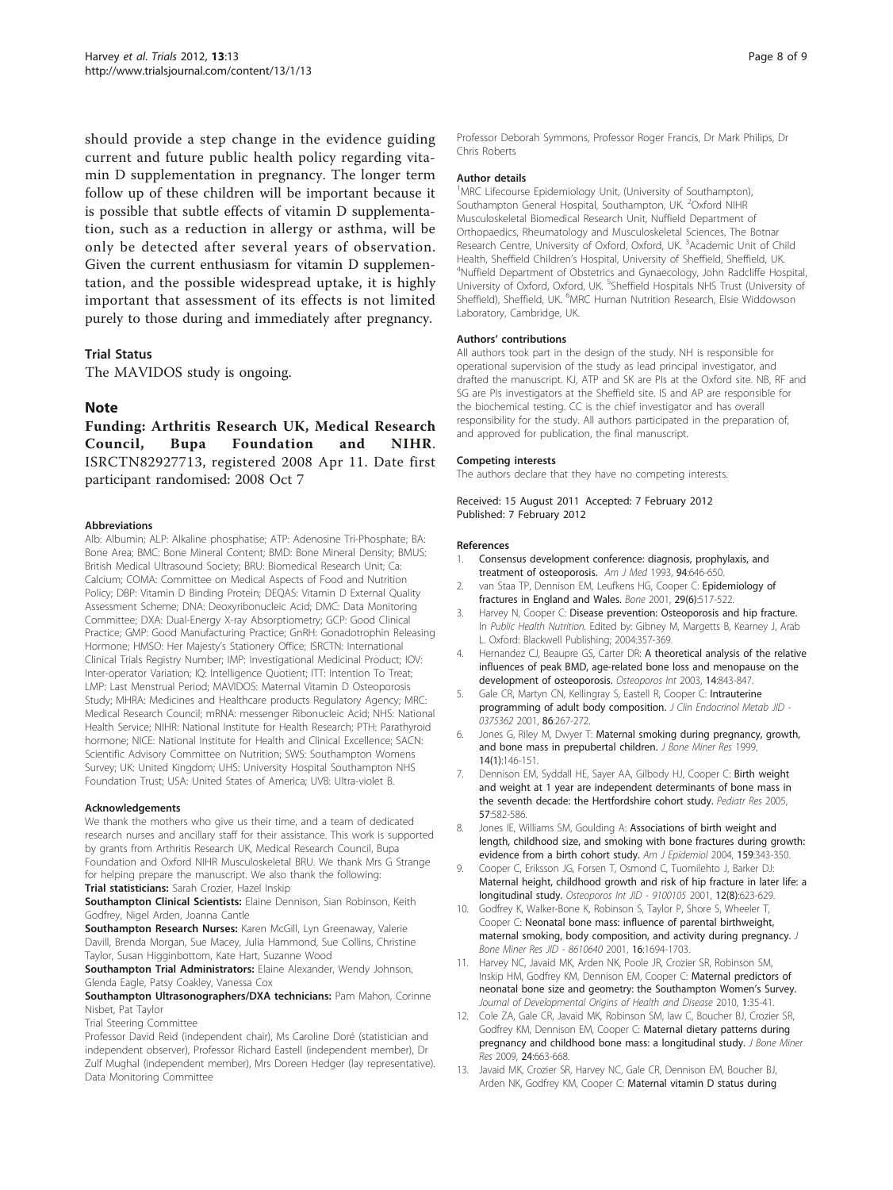should provide a step change in the evidence guiding current and future public health policy regarding vitamin D supplementation in pregnancy. The longer term follow up of these children will be important because it is possible that subtle effects of vitamin D supplementation, such as a reduction in allergy or asthma, will be only be detected after several years of observation. Given the current enthusiasm for vitamin D supplementation, and the possible widespread uptake, it is highly important that assessment of its effects is not limited purely to those during and immediately after pregnancy.

## Trial Status

The MAVIDOS study is ongoing.

## Note

**Funding: Arthritis Research UK, Medical Research Council, Bupa Foundation and NIHR**. ISRCTN82927713, registered 2008 Apr 11. Date first participant randomised: 2008 Oct 7

#### Abbreviations

Alb: Albumin; ALP: Alkaline phosphatise; ATP: Adenosine Tri-Phosphate; BA: Bone Area; BMC: Bone Mineral Content; BMD: Bone Mineral Density; BMUS: British Medical Ultrasound Society; BRU: Biomedical Research Unit; Ca: Calcium; COMA: Committee on Medical Aspects of Food and Nutrition Policy; DBP: Vitamin D Binding Protein; DEQAS: Vitamin D External Quality Assessment Scheme; DNA: Deoxyribonucleic Acid; DMC: Data Monitoring Committee; DXA: Dual-Energy X-ray Absorptiometry; GCP: Good Clinical Practice; GMP: Good Manufacturing Practice; GnRH: Gonadotrophin Releasing Hormone; HMSO: Her Majesty's Stationery Office; ISRCTN: International Clinical Trials Registry Number; IMP: Investigational Medicinal Product; IOV: Inter-operator Variation; IQ: Intelligence Quotient; ITT: Intention To Treat; LMP: Last Menstrual Period; MAVIDOS: Maternal Vitamin D Osteoporosis Study; MHRA: Medicines and Healthcare products Regulatory Agency; MRC: Medical Research Council; mRNA: messenger Ribonucleic Acid; NHS: National Health Service; NIHR: National Institute for Health Research; PTH: Parathyroid hormone; NICE: National Institute for Health and Clinical Excellence; SACN: Scientific Advisory Committee on Nutrition; SWS: Southampton Womens Survey; UK: United Kingdom; UHS: University Hospital Southampton NHS Foundation Trust; USA: United States of America; UVB: Ultra-violet B.

#### Acknowledgements

We thank the mothers who give us their time, and a team of dedicated research nurses and ancillary staff for their assistance. This work is supported by grants from Arthritis Research UK, Medical Research Council, Bupa Foundation and Oxford NIHR Musculoskeletal BRU. We thank Mrs G Strange for helping prepare the manuscript. We also thank the following:

**Trial statisticians:** Sarah Crozier, Hazel Inskip

**Southampton Clinical Scientists:** Elaine Dennison, Sian Robinson, Keith Godfrey, Nigel Arden, Joanna Cantle

**Southampton Research Nurses:** Karen McGill, Lyn Greenaway, Valerie Davill, Brenda Morgan, Sue Macey, Julia Hammond, Sue Collins, Christine Taylor, Susan Higginbottom, Kate Hart, Suzanne Wood

**Southampton Trial Administrators:** Elaine Alexander, Wendy Johnson, Glenda Eagle, Patsy Coakley, Vanessa Cox

**Southampton Ultrasonographers/DXA technicians:** Pam Mahon, Corinne Nisbet, Pat Taylor

Trial Steering Committee

Professor David Reid (independent chair), Ms Caroline Doré (statistician and independent observer), Professor Richard Eastell (independent member), Dr Zulf Mughal (independent member), Mrs Doreen Hedger (lay representative).

Data Monitoring Committee

Professor Deborah Symmons, Professor Roger Francis, Dr Mark Philips, Dr Chris Roberts

#### Author details

[1]MRC Lifecourse Epidemiology Unit, (University of Southampton), Southampton General Hospital, Southampton, UK. [2]Oxford NIHR Musculoskeletal Biomedical Research Unit, Nuffield Department of Orthopaedics, Rheumatology and Musculoskeletal Sciences, The Botnar Research Centre, University of Oxford, Oxford, UK. [3]Academic Unit of Child Health, Sheffield Children's Hospital, University of Sheffield, Sheffield, UK. [4]Nuffield Department of Obstetrics and Gynaecology, John Radcliffe Hospital, University of Oxford, Oxford, UK. [5]Sheffield Hospitals NHS Trust (University of Sheffield), Sheffield, UK. [6]MRC Human Nutrition Research, Elsie Widdowson Laboratory, Cambridge, UK.

#### Authors' contributions

All authors took part in the design of the study. NH is responsible for operational supervision of the study as lead principal investigator, and drafted the manuscript. KJ, ATP and SK are PIs at the Oxford site. NB, RF and SG are PIs investigators at the Sheffield site. IS and AP are responsible for the biochemical testing. CC is the chief investigator and has overall responsibility for the study. All authors participated in the preparation of, and approved for publication, the final manuscript.

#### Competing interests

The authors declare that they have no competing interests.

Received: 15 August 2011 Accepted: 7 February 2012
Published: 7 February 2012

#### References

1. Consensus development conference: diagnosis, prophylaxis, and treatment of osteoporosis. *Am J Med* 1993, **94**:646-650.
2. van Staa TP, Dennison EM, Leufkens HG, Cooper C: **Epidemiology of fractures in England and Wales.** *Bone* 2001, **29(6)**:517-522.
3. Harvey N, Cooper C: **Disease prevention: Osteoporosis and hip fracture.** In *Public Health Nutrition.* Edited by: Gibney M, Margetts B, Kearney J, Arab L. Oxford: Blackwell Publishing; 2004:357-369.
4. Hernandez CJ, Beaupre GS, Carter DR: **A theoretical analysis of the relative influences of peak BMD, age-related bone loss and menopause on the development of osteoporosis.** *Osteoporos Int* 2003, **14**:843-847.
5. Gale CR, Martyn CN, Kellingray S, Eastell R, Cooper C: **Intrauterine programming of adult body composition.** *J Clin Endocrinol Metab JID - 0375362* 2001, **86**:267-272.
6. Jones G, Riley M, Dwyer T: **Maternal smoking during pregnancy, growth, and bone mass in prepubertal children.** *J Bone Miner Res* 1999, **14(1)**:146-151.
7. Dennison EM, Syddall HE, Sayer AA, Gilbody HJ, Cooper C: **Birth weight and weight at 1 year are independent determinants of bone mass in the seventh decade: the Hertfordshire cohort study.** *Pediatr Res* 2005, **57**:582-586.
8. Jones IE, Williams SM, Goulding A: **Associations of birth weight and length, childhood size, and smoking with bone fractures during growth: evidence from a birth cohort study.** *Am J Epidemiol* 2004, **159**:343-350.
9. Cooper C, Eriksson JG, Forsen T, Osmond C, Tuomilehto J, Barker DJ: **Maternal height, childhood growth and risk of hip fracture in later life: a longitudinal study.** *Osteoporos Int JID - 9100105* 2001, **12(8)**:623-629.
10. Godfrey K, Walker-Bone K, Robinson S, Taylor P, Shore S, Wheeler T, Cooper C: **Neonatal bone mass: influence of parental birthweight, maternal smoking, body composition, and activity during pregnancy.** *J Bone Miner Res JID - 8610640* 2001, **16**:1694-1703.
11. Harvey NC, Javaid MK, Arden NK, Poole JR, Crozier SR, Robinson SM, Inskip HM, Godfrey KM, Dennison EM, Cooper C: **Maternal predictors of neonatal bone size and geometry: the Southampton Women's Survey.** *Journal of Developmental Origins of Health and Disease* 2010, **1**:35-41.
12. Cole ZA, Gale CR, Javaid MK, Robinson SM, law C, Boucher BJ, Crozier SR, Godfrey KM, Dennison EM, Cooper C: **Maternal dietary patterns during pregnancy and childhood bone mass: a longitudinal study.** *J Bone Miner Res* 2009, **24**:663-668.
13. Javaid MK, Crozier SR, Harvey NC, Gale CR, Dennison EM, Boucher BJ, Arden NK, Godfrey KM, Cooper C: **Maternal vitamin D status during**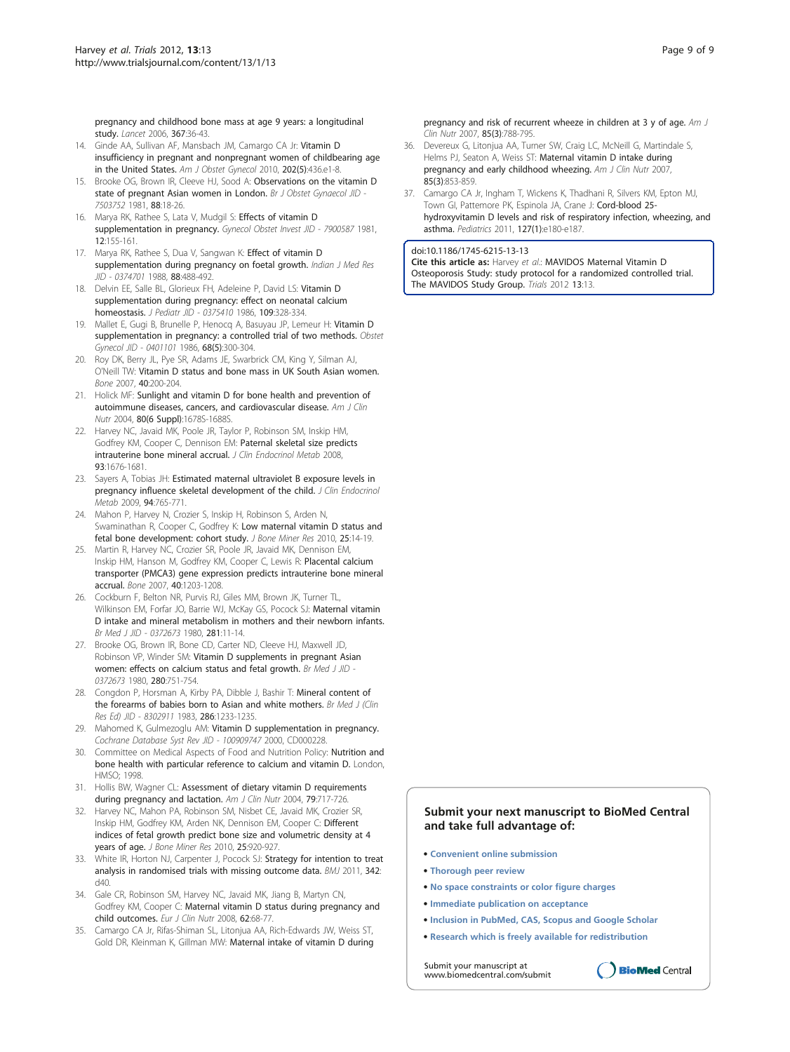pregnancy and childhood bone mass at age 9 years: a longitudinal study. *Lancet* 2006, **367**:36-43.

14. Ginde AA, Sullivan AF, Mansbach JM, Camargo CA Jr: **Vitamin D insufficiency in pregnant and nonpregnant women of childbearing age in the United States.** *Am J Obstet Gynecol* 2010, **202(5)**:436.e1-8.
15. Brooke OG, Brown IR, Cleeve HJ, Sood A: **Observations on the vitamin D state of pregnant Asian women in London.** *Br J Obstet Gynaecol JID - 7503752* 1981, **88**:18-26.
16. Marya RK, Rathee S, Lata V, Mudgil S: **Effects of vitamin D supplementation in pregnancy.** *Gynecol Obstet Invest JID - 7900587* 1981, **12**:155-161.
17. Marya RK, Rathee S, Dua V, Sangwan K: **Effect of vitamin D supplementation during pregnancy on foetal growth.** *Indian J Med Res JID - 0374701* 1988, **88**:488-492.
18. Delvin EE, Salle BL, Glorieux FH, Adeleine P, David LS: **Vitamin D supplementation during pregnancy: effect on neonatal calcium homeostasis.** *J Pediatr JID - 0375410* 1986, **109**:328-334.
19. Mallet E, Gugi B, Brunelle P, Henocq A, Basuyau JP, Lemeur H: **Vitamin D supplementation in pregnancy: a controlled trial of two methods.** *Obstet Gynecol JID - 0401101* 1986, **68(5)**:300-304.
20. Roy DK, Berry JL, Pye SR, Adams JE, Swarbrick CM, King Y, Silman AJ, O'Neill TW: **Vitamin D status and bone mass in UK South Asian women.** *Bone* 2007, **40**:200-204.
21. Holick MF: **Sunlight and vitamin D for bone health and prevention of autoimmune diseases, cancers, and cardiovascular disease.** *Am J Clin Nutr* 2004, **80(6 Suppl)**:1678S-1688S.
22. Harvey NC, Javaid MK, Poole JR, Taylor P, Robinson SM, Inskip HM, Godfrey KM, Cooper C, Dennison EM: **Paternal skeletal size predicts intrauterine bone mineral accrual.** *J Clin Endocrinol Metab* 2008, **93**:1676-1681.
23. Sayers A, Tobias JH: **Estimated maternal ultraviolet B exposure levels in pregnancy influence skeletal development of the child.** *J Clin Endocrinol Metab* 2009, **94**:765-771.
24. Mahon P, Harvey N, Crozier S, Inskip H, Robinson S, Arden N, Swaminathan R, Cooper C, Godfrey K: **Low maternal vitamin D status and fetal bone development: cohort study.** *J Bone Miner Res* 2010, **25**:14-19.
25. Martin R, Harvey NC, Crozier SR, Poole JR, Javaid MK, Dennison EM, Inskip HM, Hanson M, Godfrey KM, Cooper C, Lewis R: **Placental calcium transporter (PMCA3) gene expression predicts intrauterine bone mineral accrual.** *Bone* 2007, **40**:1203-1208.
26. Cockburn F, Belton NR, Purvis RJ, Giles MM, Brown JK, Turner TL, Wilkinson EM, Forfar JO, Barrie WJ, McKay GS, Pocock SJ: **Maternal vitamin D intake and mineral metabolism in mothers and their newborn infants.** *Br Med J JID - 0372673* 1980, **281**:11-14.
27. Brooke OG, Brown IR, Bone CD, Carter ND, Cleeve HJ, Maxwell JD, Robinson VP, Winder SM: **Vitamin D supplements in pregnant Asian women: effects on calcium status and fetal growth.** *Br Med J JID - 0372673* 1980, **280**:751-754.
28. Congdon P, Horsman A, Kirby PA, Dibble J, Bashir T: **Mineral content of the forearms of babies born to Asian and white mothers.** *Br Med J (Clin Res Ed) JID - 8302911* 1983, **286**:1233-1235.
29. Mahomed K, Gulmezoglu AM: **Vitamin D supplementation in pregnancy.** *Cochrane Database Syst Rev JID - 100909747* 2000, CD000228.
30. Committee on Medical Aspects of Food and Nutrition Policy: **Nutrition and bone health with particular reference to calcium and vitamin D.** London, HMSO; 1998.
31. Hollis BW, Wagner CL: **Assessment of dietary vitamin D requirements during pregnancy and lactation.** *Am J Clin Nutr* 2004, **79**:717-726.
32. Harvey NC, Mahon PA, Robinson SM, Nisbet CE, Javaid MK, Crozier SR, Inskip HM, Godfrey KM, Arden NK, Dennison EM, Cooper C: **Different indices of fetal growth predict bone size and volumetric density at 4 years of age.** *J Bone Miner Res* 2010, **25**:920-927.
33. White IR, Horton NJ, Carpenter J, Pocock SJ: **Strategy for intention to treat analysis in randomised trials with missing outcome data.** *BMJ* 2011, **342**: d40.
34. Gale CR, Robinson SM, Harvey NC, Javaid MK, Jiang B, Martyn CN, Godfrey KM, Cooper C: **Maternal vitamin D status during pregnancy and child outcomes.** *Eur J Clin Nutr* 2008, **62**:68-77.
35. Camargo CA Jr, Rifas-Shiman SL, Litonjua AA, Rich-Edwards JW, Weiss ST, Gold DR, Kleinman K, Gillman MW: **Maternal intake of vitamin D during pregnancy and risk of recurrent wheeze in children at 3 y of age.** *Am J Clin Nutr* 2007, **85(3)**:788-795.
36. Devereux G, Litonjua AA, Turner SW, Craig LC, McNeill G, Martindale S, Helms PJ, Seaton A, Weiss ST: **Maternal vitamin D intake during pregnancy and early childhood wheezing.** *Am J Clin Nutr* 2007, **85(3)**:853-859.
37. Camargo CA Jr, Ingham T, Wickens K, Thadhani R, Silvers KM, Epton MJ, Town GI, Pattemore PK, Espinola JA, Crane J: **Cord-blood 25-hydroxyvitamin D levels and risk of respiratory infection, wheezing, and asthma.** *Pediatrics* 2011, **127(1)**:e180-e187.

doi:10.1186/1745-6215-13-13

**Cite this article as:** Harvey *et al.*: MAVIDOS Maternal Vitamin D Osteoporosis Study: study protocol for a randomized controlled trial. The MAVIDOS Study Group. *Trials* 2012 **13**:13.

**Submit your next manuscript to BioMed Central and take full advantage of:**

- **Convenient online submission**
- **Thorough peer review**
- **No space constraints or color figure charges**
- **Immediate publication on acceptance**
- **Inclusion in PubMed, CAS, Scopus and Google Scholar**
- **Research which is freely available for redistribution**

Submit your manuscript at www.biomedcentral.com/submit

BioMed Central